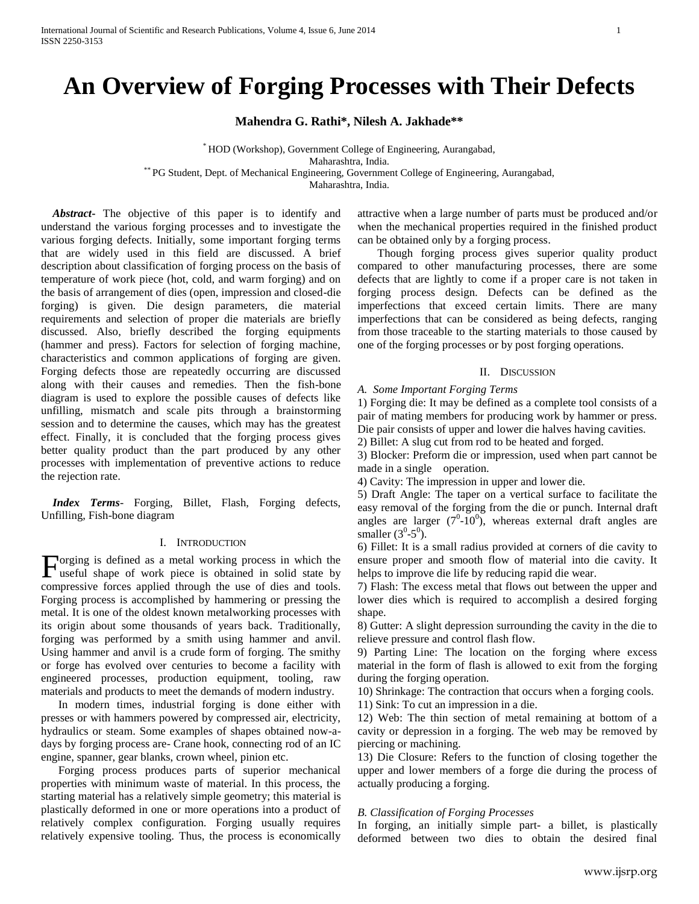# An Overview of Forging Processes with Their Defects

**Mahendra G. Rathi\*, Nilesh A. Jakhade\*\***

\* HOD (Workshop), Government College of Engineering, Aurangabad, Maharashtra, India.
\*\* PG Student, Dept. of Mechanical Engineering, Government College of Engineering, Aurangabad, Maharashtra, India.

***Abstract***- The objective of this paper is to identify and understand the various forging processes and to investigate the various forging defects. Initially, some important forging terms that are widely used in this field are discussed. A brief description about classification of forging process on the basis of temperature of work piece (hot, cold, and warm forging) and on the basis of arrangement of dies (open, impression and closed-die forging) is given. Die design parameters, die material requirements and selection of proper die materials are briefly discussed. Also, briefly described the forging equipments (hammer and press). Factors for selection of forging machine, characteristics and common applications of forging are given. Forging defects those are repeatedly occurring are discussed along with their causes and remedies. Then the fish-bone diagram is used to explore the possible causes of defects like unfilling, mismatch and scale pits through a brainstorming session and to determine the causes, which may has the greatest effect. Finally, it is concluded that the forging process gives better quality product than the part produced by any other processes with implementation of preventive actions to reduce the rejection rate.

***Index Terms***- Forging, Billet, Flash, Forging defects, Unfilling, Fish-bone diagram

## I. Introduction

Forging is defined as a metal working process in which the useful shape of work piece is obtained in solid state by compressive forces applied through the use of dies and tools. Forging process is accomplished by hammering or pressing the metal. It is one of the oldest known metalworking processes with its origin about some thousands of years back. Traditionally, forging was performed by a smith using hammer and anvil. Using hammer and anvil is a crude form of forging. The smithy or forge has evolved over centuries to become a facility with engineered processes, production equipment, tooling, raw materials and products to meet the demands of modern industry.

In modern times, industrial forging is done either with presses or with hammers powered by compressed air, electricity, hydraulics or steam. Some examples of shapes obtained now-a-days by forging process are- Crane hook, connecting rod of an IC engine, spanner, gear blanks, crown wheel, pinion etc.

Forging process produces parts of superior mechanical properties with minimum waste of material. In this process, the starting material has a relatively simple geometry; this material is plastically deformed in one or more operations into a product of relatively complex configuration. Forging usually requires relatively expensive tooling. Thus, the process is economically attractive when a large number of parts must be produced and/or when the mechanical properties required in the finished product can be obtained only by a forging process.

Though forging process gives superior quality product compared to other manufacturing processes, there are some defects that are lightly to come if a proper care is not taken in forging process design. Defects can be defined as the imperfections that exceed certain limits. There are many imperfections that can be considered as being defects, ranging from those traceable to the starting materials to those caused by one of the forging processes or by post forging operations.

## II. Discussion

### *A. Some Important Forging Terms*

1) Forging die: It may be defined as a complete tool consists of a pair of mating members for producing work by hammer or press. Die pair consists of upper and lower die halves having cavities.
2) Billet: A slug cut from rod to be heated and forged.
3) Blocker: Preform die or impression, used when part cannot be made in a single operation.
4) Cavity: The impression in upper and lower die.
5) Draft Angle: The taper on a vertical surface to facilitate the easy removal of the forging from the die or punch. Internal draft angles are larger ($7^0$-$10^0$), whereas external draft angles are smaller ($3^0$-$5^0$).
6) Fillet: It is a small radius provided at corners of die cavity to ensure proper and smooth flow of material into die cavity. It helps to improve die life by reducing rapid die wear.
7) Flash: The excess metal that flows out between the upper and lower dies which is required to accomplish a desired forging shape.
8) Gutter: A slight depression surrounding the cavity in the die to relieve pressure and control flash flow.
9) Parting Line: The location on the forging where excess material in the form of flash is allowed to exit from the forging during the forging operation.
10) Shrinkage: The contraction that occurs when a forging cools.
11) Sink: To cut an impression in a die.
12) Web: The thin section of metal remaining at bottom of a cavity or depression in a forging. The web may be removed by piercing or machining.
13) Die Closure: Refers to the function of closing together the upper and lower members of a forge die during the process of actually producing a forging.

### *B. Classification of Forging Processes*

In forging, an initially simple part- a billet, is plastically deformed between two dies to obtain the desired final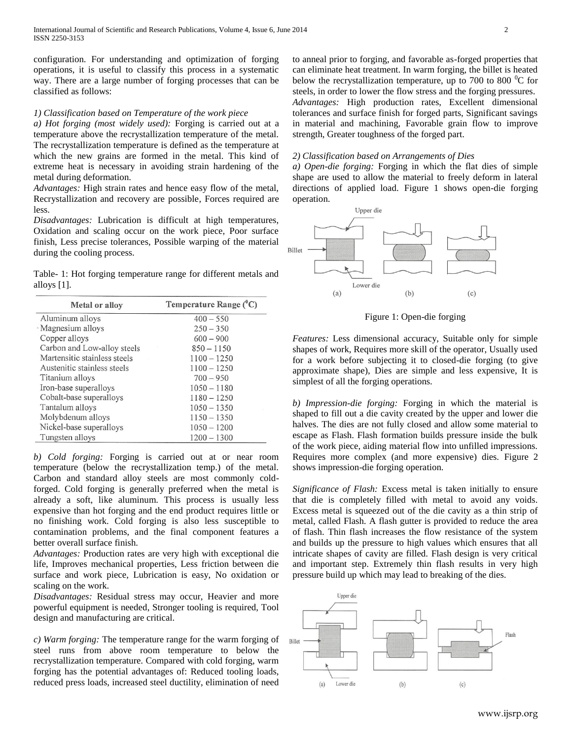configuration. For understanding and optimization of forging operations, it is useful to classify this process in a systematic way. There are a large number of forging processes that can be classified as follows:

*1) Classification based on Temperature of the work piece*

*a) Hot forging (most widely used):* Forging is carried out at a temperature above the recrystallization temperature of the metal. The recrystallization temperature is defined as the temperature at which the new grains are formed in the metal. This kind of extreme heat is necessary in avoiding strain hardening of the metal during deformation.

*Advantages:* High strain rates and hence easy flow of the metal, Recrystallization and recovery are possible, Forces required are less.

*Disadvantages:* Lubrication is difficult at high temperatures, Oxidation and scaling occur on the work piece, Poor surface finish, Less precise tolerances, Possible warping of the material during the cooling process.

Table- 1: Hot forging temperature range for different metals and alloys [1].

| Metal or alloy | Temperature Range ($^0$C) |
|---|---|
| Aluminum alloys | 400 – 550 |
| Magnesium alloys | 250 – 350 |
| Copper alloys | 600 – 900 |
| Carbon and Low-alloy steels | 850 – 1150 |
| Martensitic stainless steels | 1100 – 1250 |
| Austenitic stainless steels | 1100 – 1250 |
| Titanium alloys | 700 – 950 |
| Iron-base superalloys | 1050 – 1180 |
| Cobalt-base superalloys | 1180 – 1250 |
| Tantalum alloys | 1050 – 1350 |
| Molybdenum alloys | 1150 – 1350 |
| Nickel-base superalloys | 1050 – 1200 |
| Tungsten alloys | 1200 – 1300 |

*b) Cold forging:* Forging is carried out at or near room temperature (below the recrystallization temp.) of the metal. Carbon and standard alloy steels are most commonly cold-forged. Cold forging is generally preferred when the metal is already a soft, like aluminum. This process is usually less expensive than hot forging and the end product requires little or no finishing work. Cold forging is also less susceptible to contamination problems, and the final component features a better overall surface finish.

*Advantages:* Production rates are very high with exceptional die life, Improves mechanical properties, Less friction between die surface and work piece, Lubrication is easy, No oxidation or scaling on the work.

*Disadvantages:* Residual stress may occur, Heavier and more powerful equipment is needed, Stronger tooling is required, Tool design and manufacturing are critical.

*c) Warm forging:* The temperature range for the warm forging of steel runs from above room temperature to below the recrystallization temperature. Compared with cold forging, warm forging has the potential advantages of: Reduced tooling loads, reduced press loads, increased steel ductility, elimination of need to anneal prior to forging, and favorable as-forged properties that can eliminate heat treatment. In warm forging, the billet is heated below the recrystallization temperature, up to 700 to 800 $^0$C for steels, in order to lower the flow stress and the forging pressures.

*Advantages:* High production rates, Excellent dimensional tolerances and surface finish for forged parts, Significant savings in material and machining, Favorable grain flow to improve strength, Greater toughness of the forged part.

*2) Classification based on Arrangements of Dies*

*a) Open-die forging:* Forging in which the flat dies of simple shape are used to allow the material to freely deform in lateral directions of applied load. Figure 1 shows open-die forging operation.

Figure 1: Open-die forging

*Features:* Less dimensional accuracy, Suitable only for simple shapes of work, Requires more skill of the operator, Usually used for a work before subjecting it to closed-die forging (to give approximate shape), Dies are simple and less expensive, It is simplest of all the forging operations.

*b) Impression-die forging:* Forging in which the material is shaped to fill out a die cavity created by the upper and lower die halves. The dies are not fully closed and allow some material to escape as Flash. Flash formation builds pressure inside the bulk of the work piece, aiding material flow into unfilled impressions. Requires more complex (and more expensive) dies. Figure 2 shows impression-die forging operation.

*Significance of Flash:* Excess metal is taken initially to ensure that die is completely filled with metal to avoid any voids. Excess metal is squeezed out of the die cavity as a thin strip of metal, called Flash. A flash gutter is provided to reduce the area of flash. Thin flash increases the flow resistance of the system and builds up the pressure to high values which ensures that all intricate shapes of cavity are filled. Flash design is very critical and important step. Extremely thin flash results in very high pressure build up which may lead to breaking of the dies.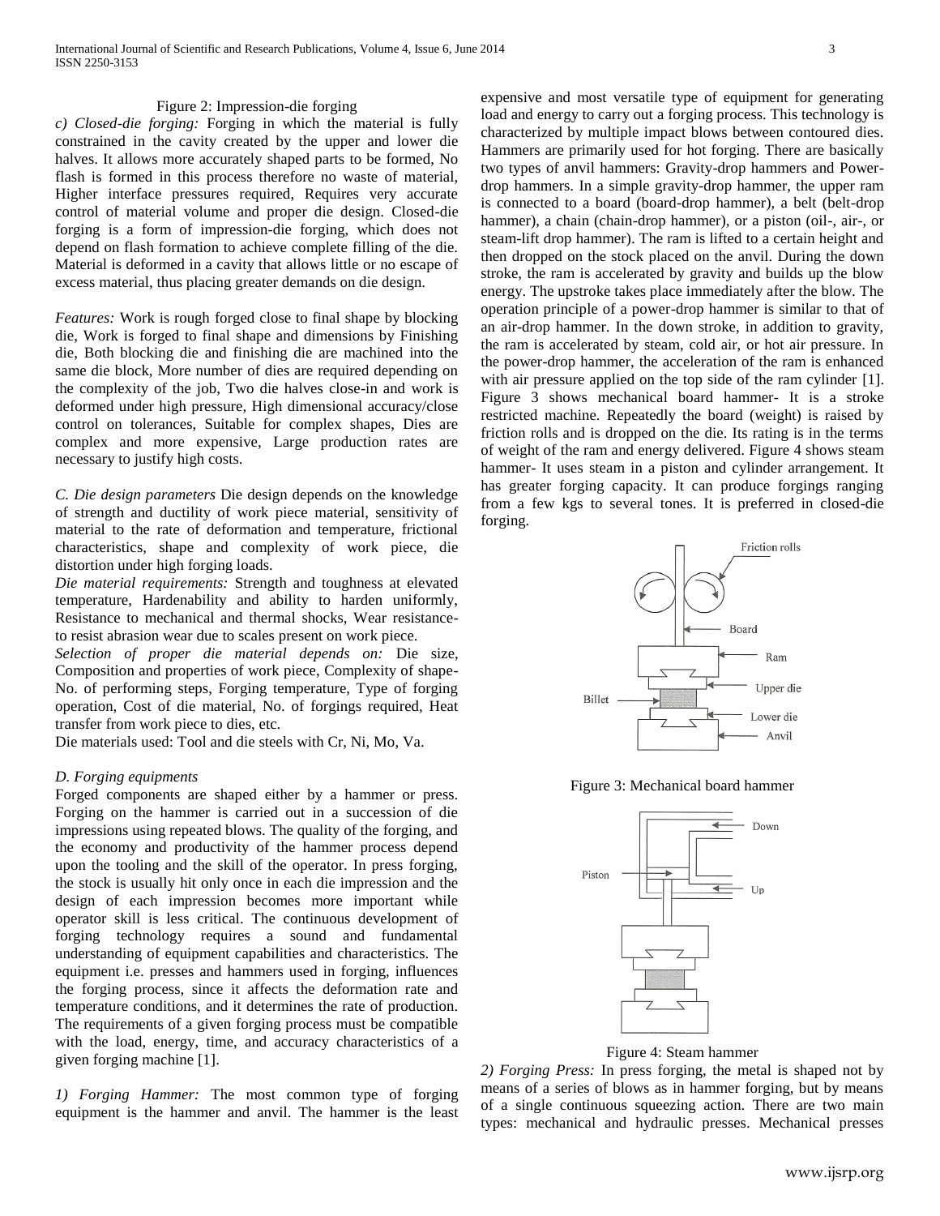Figure 2: Impression-die forging

*c) Closed-die forging:* Forging in which the material is fully constrained in the cavity created by the upper and lower die halves. It allows more accurately shaped parts to be formed, No flash is formed in this process therefore no waste of material, Higher interface pressures required, Requires very accurate control of material volume and proper die design. Closed-die forging is a form of impression-die forging, which does not depend on flash formation to achieve complete filling of the die. Material is deformed in a cavity that allows little or no escape of excess material, thus placing greater demands on die design.

*Features:* Work is rough forged close to final shape by blocking die, Work is forged to final shape and dimensions by Finishing die, Both blocking die and finishing die are machined into the same die block, More number of dies are required depending on the complexity of the job, Two die halves close-in and work is deformed under high pressure, High dimensional accuracy/close control on tolerances, Suitable for complex shapes, Dies are complex and more expensive, Large production rates are necessary to justify high costs.

*C. Die design parameters* Die design depends on the knowledge of strength and ductility of work piece material, sensitivity of material to the rate of deformation and temperature, frictional characteristics, shape and complexity of work piece, die distortion under high forging loads.

*Die material requirements:* Strength and toughness at elevated temperature, Hardenability and ability to harden uniformly, Resistance to mechanical and thermal shocks, Wear resistance-to resist abrasion wear due to scales present on work piece.

*Selection of proper die material depends on:* Die size, Composition and properties of work piece, Complexity of shape-No. of performing steps, Forging temperature, Type of forging operation, Cost of die material, No. of forgings required, Heat transfer from work piece to dies, etc.

Die materials used: Tool and die steels with Cr, Ni, Mo, Va.

*D. Forging equipments*

Forged components are shaped either by a hammer or press. Forging on the hammer is carried out in a succession of die impressions using repeated blows. The quality of the forging, and the economy and productivity of the hammer process depend upon the tooling and the skill of the operator. In press forging, the stock is usually hit only once in each die impression and the design of each impression becomes more important while operator skill is less critical. The continuous development of forging technology requires a sound and fundamental understanding of equipment capabilities and characteristics. The equipment i.e. presses and hammers used in forging, influences the forging process, since it affects the deformation rate and temperature conditions, and it determines the rate of production. The requirements of a given forging process must be compatible with the load, energy, time, and accuracy characteristics of a given forging machine [1].

*1) Forging Hammer:* The most common type of forging equipment is the hammer and anvil. The hammer is the least expensive and most versatile type of equipment for generating load and energy to carry out a forging process. This technology is characterized by multiple impact blows between contoured dies. Hammers are primarily used for hot forging. There are basically two types of anvil hammers: Gravity-drop hammers and Power-drop hammers. In a simple gravity-drop hammer, the upper ram is connected to a board (board-drop hammer), a belt (belt-drop hammer), a chain (chain-drop hammer), or a piston (oil-, air-, or steam-lift drop hammer). The ram is lifted to a certain height and then dropped on the stock placed on the anvil. During the down stroke, the ram is accelerated by gravity and builds up the blow energy. The upstroke takes place immediately after the blow. The operation principle of a power-drop hammer is similar to that of an air-drop hammer. In the down stroke, in addition to gravity, the ram is accelerated by steam, cold air, or hot air pressure. In the power-drop hammer, the acceleration of the ram is enhanced with air pressure applied on the top side of the ram cylinder [1]. Figure 3 shows mechanical board hammer- It is a stroke restricted machine. Repeatedly the board (weight) is raised by friction rolls and is dropped on the die. Its rating is in the terms of weight of the ram and energy delivered. Figure 4 shows steam hammer- It uses steam in a piston and cylinder arrangement. It has greater forging capacity. It can produce forgings ranging from a few kgs to several tones. It is preferred in closed-die forging.

Figure 3: Mechanical board hammer

Figure 4: Steam hammer

*2) Forging Press:* In press forging, the metal is shaped not by means of a series of blows as in hammer forging, but by means of a single continuous squeezing action. There are two main types: mechanical and hydraulic presses. Mechanical presses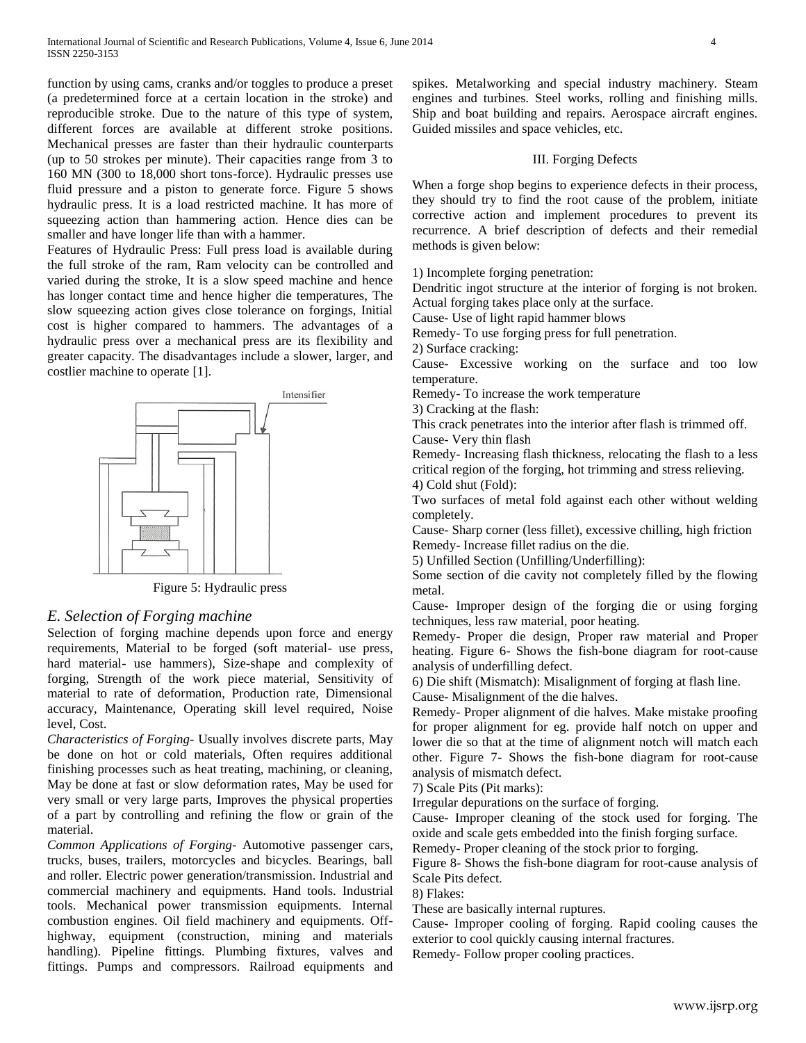function by using cams, cranks and/or toggles to produce a preset (a predetermined force at a certain location in the stroke) and reproducible stroke. Due to the nature of this type of system, different forces are available at different stroke positions. Mechanical presses are faster than their hydraulic counterparts (up to 50 strokes per minute). Their capacities range from 3 to 160 MN (300 to 18,000 short tons-force). Hydraulic presses use fluid pressure and a piston to generate force. Figure 5 shows hydraulic press. It is a load restricted machine. It has more of squeezing action than hammering action. Hence dies can be smaller and have longer life than with a hammer.

Features of Hydraulic Press: Full press load is available during the full stroke of the ram, Ram velocity can be controlled and varied during the stroke, It is a slow speed machine and hence has longer contact time and hence higher die temperatures, The slow squeezing action gives close tolerance on forgings, Initial cost is higher compared to hammers. The advantages of a hydraulic press over a mechanical press are its flexibility and greater capacity. The disadvantages include a slower, larger, and costlier machine to operate [1].

Figure 5: Hydraulic press

### *E. Selection of Forging machine*

Selection of forging machine depends upon force and energy requirements, Material to be forged (soft material- use press, hard material- use hammers), Size-shape and complexity of forging, Strength of the work piece material, Sensitivity of material to rate of deformation, Production rate, Dimensional accuracy, Maintenance, Operating skill level required, Noise level, Cost.

*Characteristics of Forging-* Usually involves discrete parts, May be done on hot or cold materials, Often requires additional finishing processes such as heat treating, machining, or cleaning, May be done at fast or slow deformation rates, May be used for very small or very large parts, Improves the physical properties of a part by controlling and refining the flow or grain of the material.

*Common Applications of Forging-* Automotive passenger cars, trucks, buses, trailers, motorcycles and bicycles. Bearings, ball and roller. Electric power generation/transmission. Industrial and commercial machinery and equipments. Hand tools. Industrial tools. Mechanical power transmission equipments. Internal combustion engines. Oil field machinery and equipments. Off-highway, equipment (construction, mining and materials handling). Pipeline fittings. Plumbing fixtures, valves and fittings. Pumps and compressors. Railroad equipments and spikes. Metalworking and special industry machinery. Steam engines and turbines. Steel works, rolling and finishing mills. Ship and boat building and repairs. Aerospace aircraft engines. Guided missiles and space vehicles, etc.

## III. Forging Defects

When a forge shop begins to experience defects in their process, they should try to find the root cause of the problem, initiate corrective action and implement procedures to prevent its recurrence. A brief description of defects and their remedial methods is given below:

1) Incomplete forging penetration:
Dendritic ingot structure at the interior of forging is not broken. Actual forging takes place only at the surface.
Cause- Use of light rapid hammer blows
Remedy- To use forging press for full penetration.

2) Surface cracking:
Cause- Excessive working on the surface and too low temperature.
Remedy- To increase the work temperature

3) Cracking at the flash:
This crack penetrates into the interior after flash is trimmed off.
Cause- Very thin flash
Remedy- Increasing flash thickness, relocating the flash to a less critical region of the forging, hot trimming and stress relieving.

4) Cold shut (Fold):
Two surfaces of metal fold against each other without welding completely.
Cause- Sharp corner (less fillet), excessive chilling, high friction
Remedy- Increase fillet radius on the die.

5) Unfilled Section (Unfilling/Underfilling):
Some section of die cavity not completely filled by the flowing metal.
Cause- Improper design of the forging die or using forging techniques, less raw material, poor heating.
Remedy- Proper die design, Proper raw material and Proper heating. Figure 6- Shows the fish-bone diagram for root-cause analysis of underfilling defect.

6) Die shift (Mismatch): Misalignment of forging at flash line.
Cause- Misalignment of the die halves.
Remedy- Proper alignment of die halves. Make mistake proofing for proper alignment for eg. provide half notch on upper and lower die so that at the time of alignment notch will match each other. Figure 7- Shows the fish-bone diagram for root-cause analysis of mismatch defect.

7) Scale Pits (Pit marks):
Irregular depurations on the surface of forging.
Cause- Improper cleaning of the stock used for forging. The oxide and scale gets embedded into the finish forging surface.
Remedy- Proper cleaning of the stock prior to forging.
Figure 8- Shows the fish-bone diagram for root-cause analysis of Scale Pits defect.

8) Flakes:
These are basically internal ruptures.
Cause- Improper cooling of forging. Rapid cooling causes the exterior to cool quickly causing internal fractures.
Remedy- Follow proper cooling practices.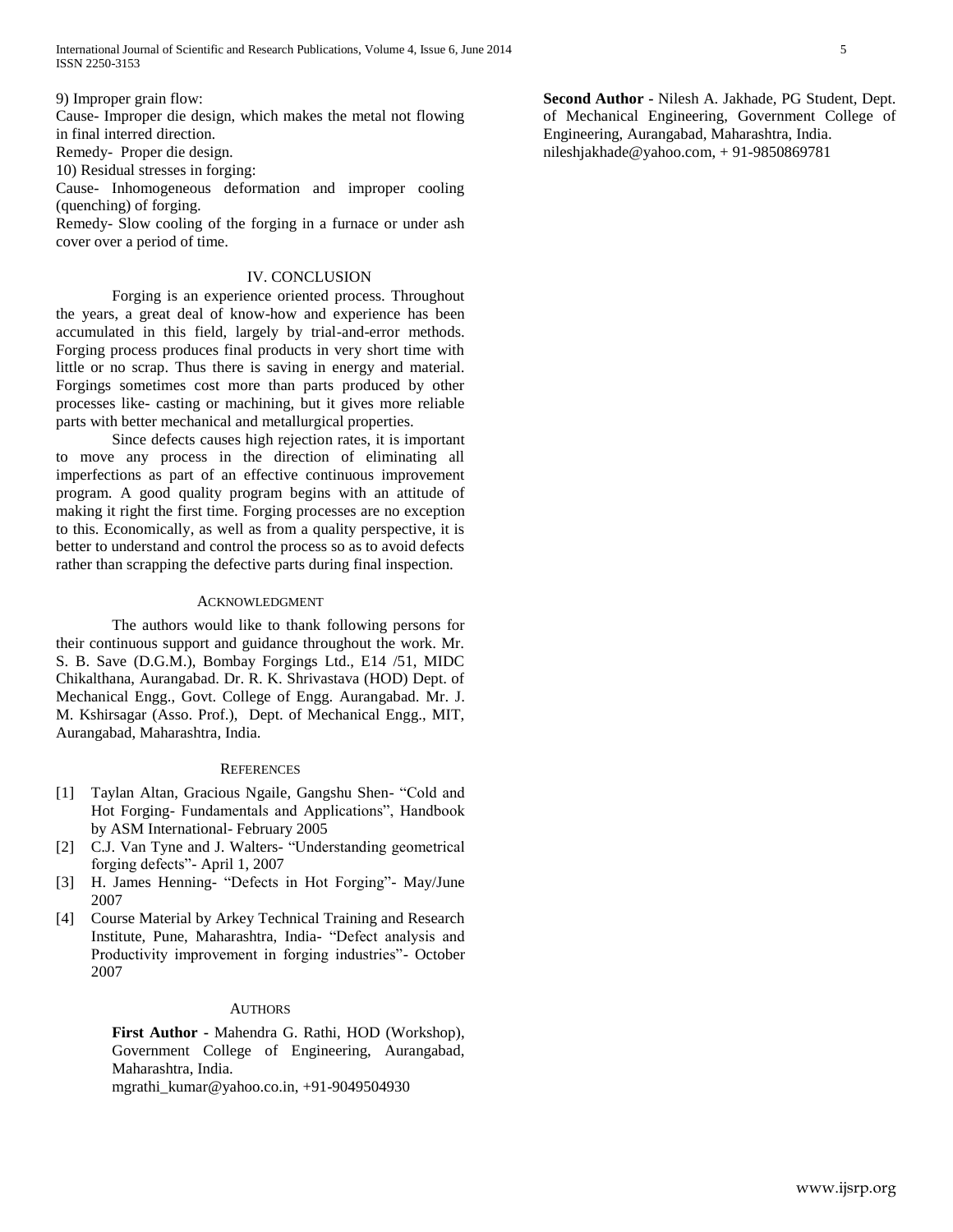9) Improper grain flow:

Cause- Improper die design, which makes the metal not flowing in final interred direction.

Remedy- Proper die design.

10) Residual stresses in forging:

Cause- Inhomogeneous deformation and improper cooling (quenching) of forging.

Remedy- Slow cooling of the forging in a furnace or under ash cover over a period of time.

## IV. CONCLUSION

Forging is an experience oriented process. Throughout the years, a great deal of know-how and experience has been accumulated in this field, largely by trial-and-error methods. Forging process produces final products in very short time with little or no scrap. Thus there is saving in energy and material. Forgings sometimes cost more than parts produced by other processes like- casting or machining, but it gives more reliable parts with better mechanical and metallurgical properties.

Since defects causes high rejection rates, it is important to move any process in the direction of eliminating all imperfections as part of an effective continuous improvement program. A good quality program begins with an attitude of making it right the first time. Forging processes are no exception to this. Economically, as well as from a quality perspective, it is better to understand and control the process so as to avoid defects rather than scrapping the defective parts during final inspection.

## ACKNOWLEDGMENT

The authors would like to thank following persons for their continuous support and guidance throughout the work. Mr. S. B. Save (D.G.M.), Bombay Forgings Ltd., E14 /51, MIDC Chikalthana, Aurangabad. Dr. R. K. Shrivastava (HOD) Dept. of Mechanical Engg., Govt. College of Engg. Aurangabad. Mr. J. M. Kshirsagar (Asso. Prof.), Dept. of Mechanical Engg., MIT, Aurangabad, Maharashtra, India.

## REFERENCES

[1] Taylan Altan, Gracious Ngaile, Gangshu Shen- "Cold and Hot Forging- Fundamentals and Applications", Handbook by ASM International- February 2005

[2] C.J. Van Tyne and J. Walters- "Understanding geometrical forging defects"- April 1, 2007

[3] H. James Henning- "Defects in Hot Forging"- May/June 2007

[4] Course Material by Arkey Technical Training and Research Institute, Pune, Maharashtra, India- "Defect analysis and Productivity improvement in forging industries"- October 2007

## AUTHORS

**First Author** - Mahendra G. Rathi, HOD (Workshop), Government College of Engineering, Aurangabad, Maharashtra, India.
mgrathi_kumar@yahoo.co.in, +91-9049504930

**Second Author** - Nilesh A. Jakhade, PG Student, Dept. of Mechanical Engineering, Government College of Engineering, Aurangabad, Maharashtra, India.
nileshjakhade@yahoo.com, + 91-9850869781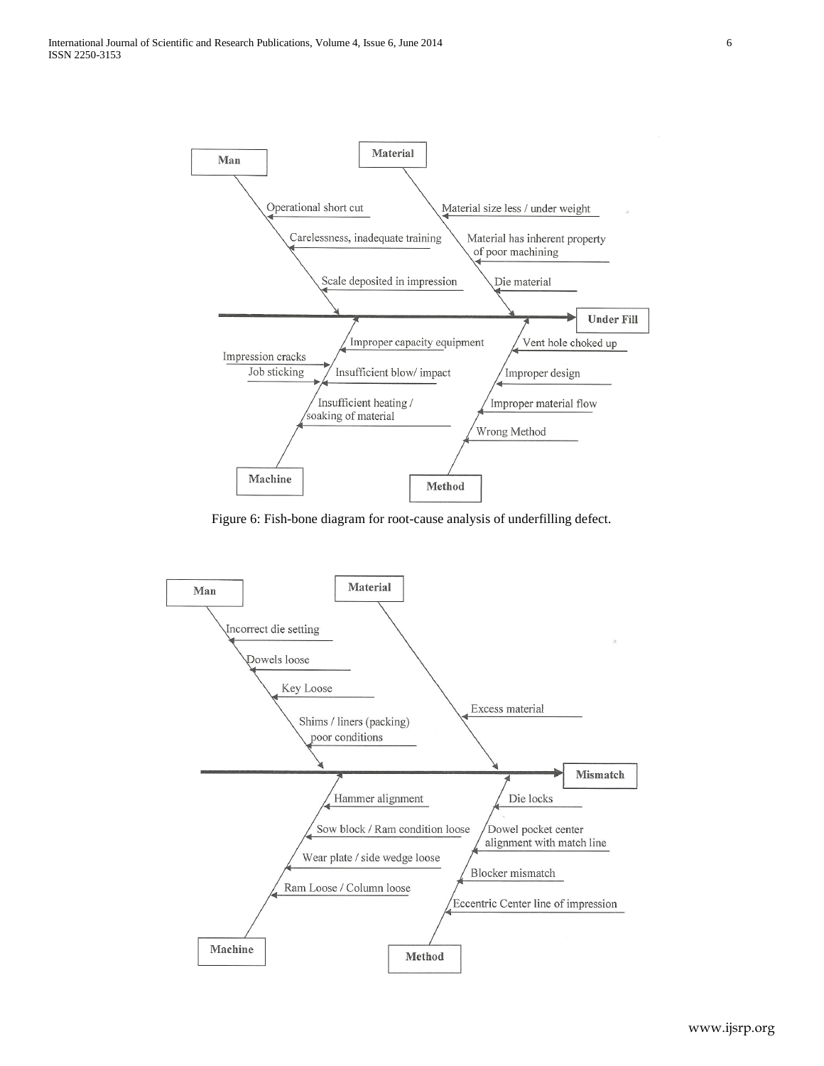**Under Fill**

- **Man**
  - Operational short cut
  - Carelessness, inadequate training
  - Scale deposited in impression
- **Material**
  - Material size less / under weight
  - Material has inherent property of poor machining
  - Die material
- **Machine**
  - Improper capacity equipment
  - Impression cracks
  - Job sticking
  - Insufficient blow/ impact
  - Insufficient heating / soaking of material
- **Method**
  - Vent hole choked up
  - Improper design
  - Improper material flow
  - Wrong Method

Figure 6: Fish-bone diagram for root-cause analysis of underfilling defect.

**Mismatch**

- **Man**
  - Incorrect die setting
  - Dowels loose
  - Key Loose
  - Shims / liners (packing) poor conditions
- **Material**
  - Excess material
- **Machine**
  - Hammer alignment
  - Sow block / Ram condition loose
  - Wear plate / side wedge loose
  - Ram Loose / Column loose
- **Method**
  - Die locks
  - Dowel pocket center alignment with match line
  - Blocker mismatch
  - Eccentric Center line of impression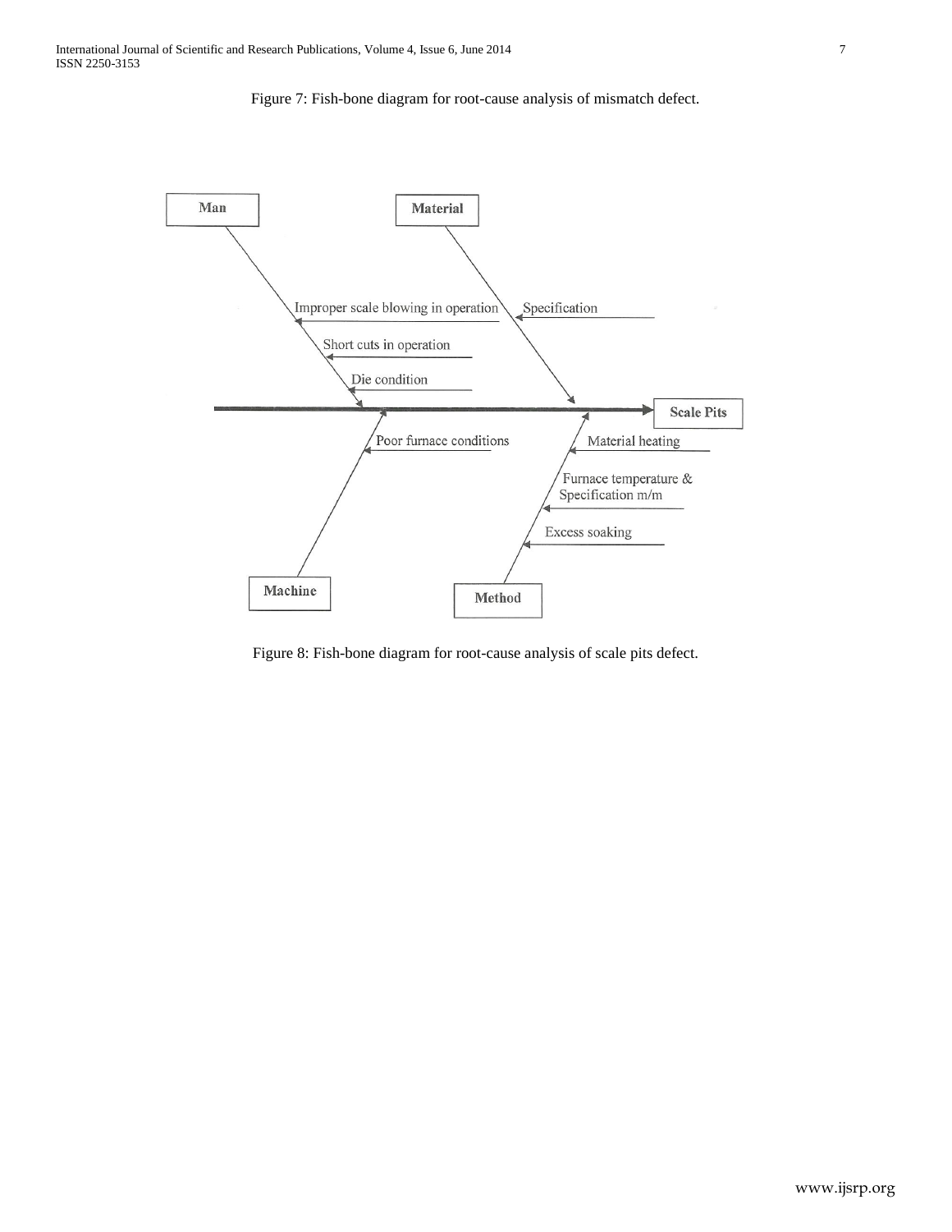Figure 7: Fish-bone diagram for root-cause analysis of mismatch defect.

Man

Material

Improper scale blowing in operation

Specification

Short cuts in operation

Die condition

Scale Pits

Poor furnace conditions

Material heating

Furnace temperature & Specification m/m

Excess soaking

Machine

Method

Figure 8: Fish-bone diagram for root-cause analysis of scale pits defect.